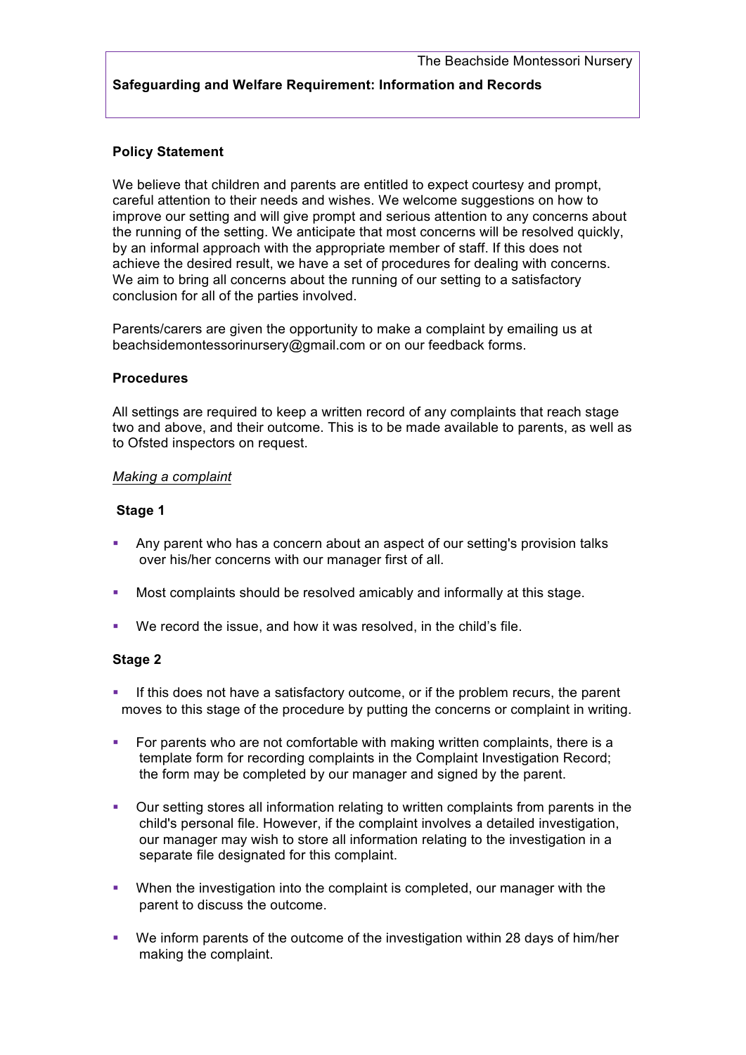The Beachside Montessori Nursery

**Safeguarding and Welfare Requirement: Information and Records**

**Policy Statement**

We believe that children and parents are entitled to expect courtesy and prompt, careful attention to their needs and wishes. We welcome suggestions on how to improve our setting and will give prompt and serious attention to any concerns about the running of the setting. We anticipate that most concerns will be resolved quickly, by an informal approach with the appropriate member of staff. If this does not achieve the desired result, we have a set of procedures for dealing with concerns. We aim to bring all concerns about the running of our setting to a satisfactory conclusion for all of the parties involved.

Parents/carers are given the opportunity to make a complaint by emailing us at beachsidemontessorinursery@gmail.com or on our feedback forms.

**Procedures**

All settings are required to keep a written record of any complaints that reach stage two and above, and their outcome. This is to be made available to parents, as well as to Ofsted inspectors on request.

<u>*Making a complaint*</u>

**Stage 1**

- Any parent who has a concern about an aspect of our setting's provision talks over his/her concerns with our manager first of all.
- Most complaints should be resolved amicably and informally at this stage.
- We record the issue, and how it was resolved, in the child's file.

**Stage 2**

- If this does not have a satisfactory outcome, or if the problem recurs, the parent moves to this stage of the procedure by putting the concerns or complaint in writing.
- For parents who are not comfortable with making written complaints, there is a template form for recording complaints in the Complaint Investigation Record; the form may be completed by our manager and signed by the parent.
- Our setting stores all information relating to written complaints from parents in the child's personal file. However, if the complaint involves a detailed investigation, our manager may wish to store all information relating to the investigation in a separate file designated for this complaint.
- When the investigation into the complaint is completed, our manager with the parent to discuss the outcome.
- We inform parents of the outcome of the investigation within 28 days of him/her making the complaint.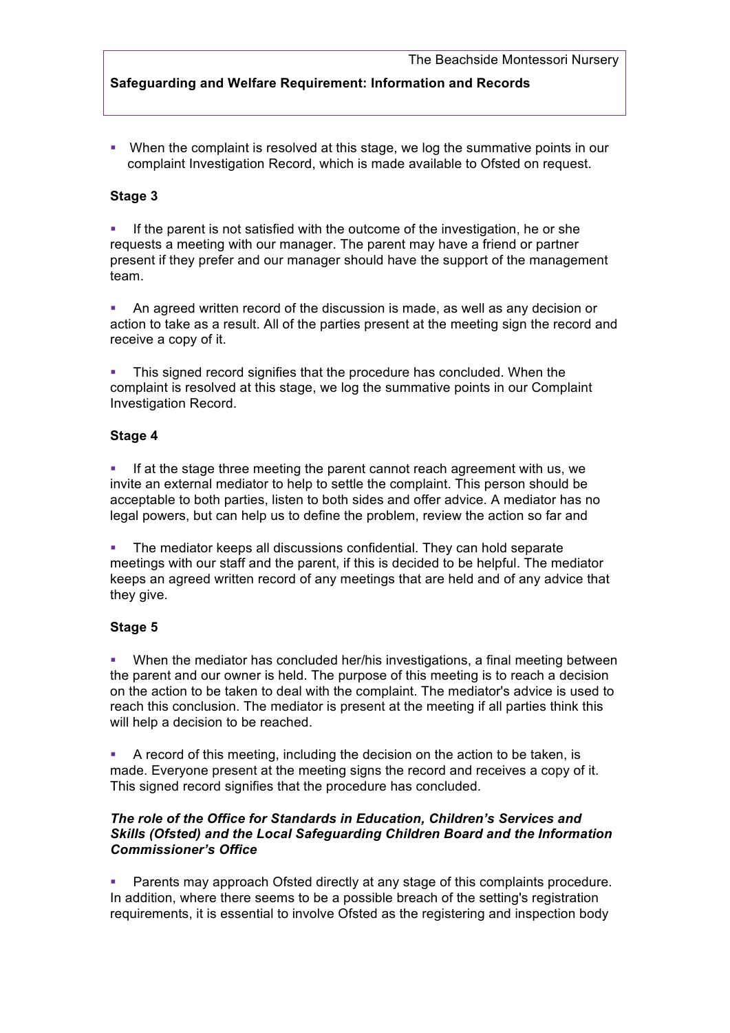- When the complaint is resolved at this stage, we log the summative points in our complaint Investigation Record, which is made available to Ofsted on request.

**Stage 3**

- If the parent is not satisfied with the outcome of the investigation, he or she requests a meeting with our manager. The parent may have a friend or partner present if they prefer and our manager should have the support of the management team.

- An agreed written record of the discussion is made, as well as any decision or action to take as a result. All of the parties present at the meeting sign the record and receive a copy of it.

- This signed record signifies that the procedure has concluded. When the complaint is resolved at this stage, we log the summative points in our Complaint Investigation Record.

**Stage 4**

- If at the stage three meeting the parent cannot reach agreement with us, we invite an external mediator to help to settle the complaint. This person should be acceptable to both parties, listen to both sides and offer advice. A mediator has no legal powers, but can help us to define the problem, review the action so far and

- The mediator keeps all discussions confidential. They can hold separate meetings with our staff and the parent, if this is decided to be helpful. The mediator keeps an agreed written record of any meetings that are held and of any advice that they give.

**Stage 5**

- When the mediator has concluded her/his investigations, a final meeting between the parent and our owner is held. The purpose of this meeting is to reach a decision on the action to be taken to deal with the complaint. The mediator's advice is used to reach this conclusion. The mediator is present at the meeting if all parties think this will help a decision to be reached.

- A record of this meeting, including the decision on the action to be taken, is made. Everyone present at the meeting signs the record and receives a copy of it. This signed record signifies that the procedure has concluded.

***The role of the Office for Standards in Education, Children's Services and Skills (Ofsted) and the Local Safeguarding Children Board and the Information Commissioner's Office***

- Parents may approach Ofsted directly at any stage of this complaints procedure. In addition, where there seems to be a possible breach of the setting's registration requirements, it is essential to involve Ofsted as the registering and inspection body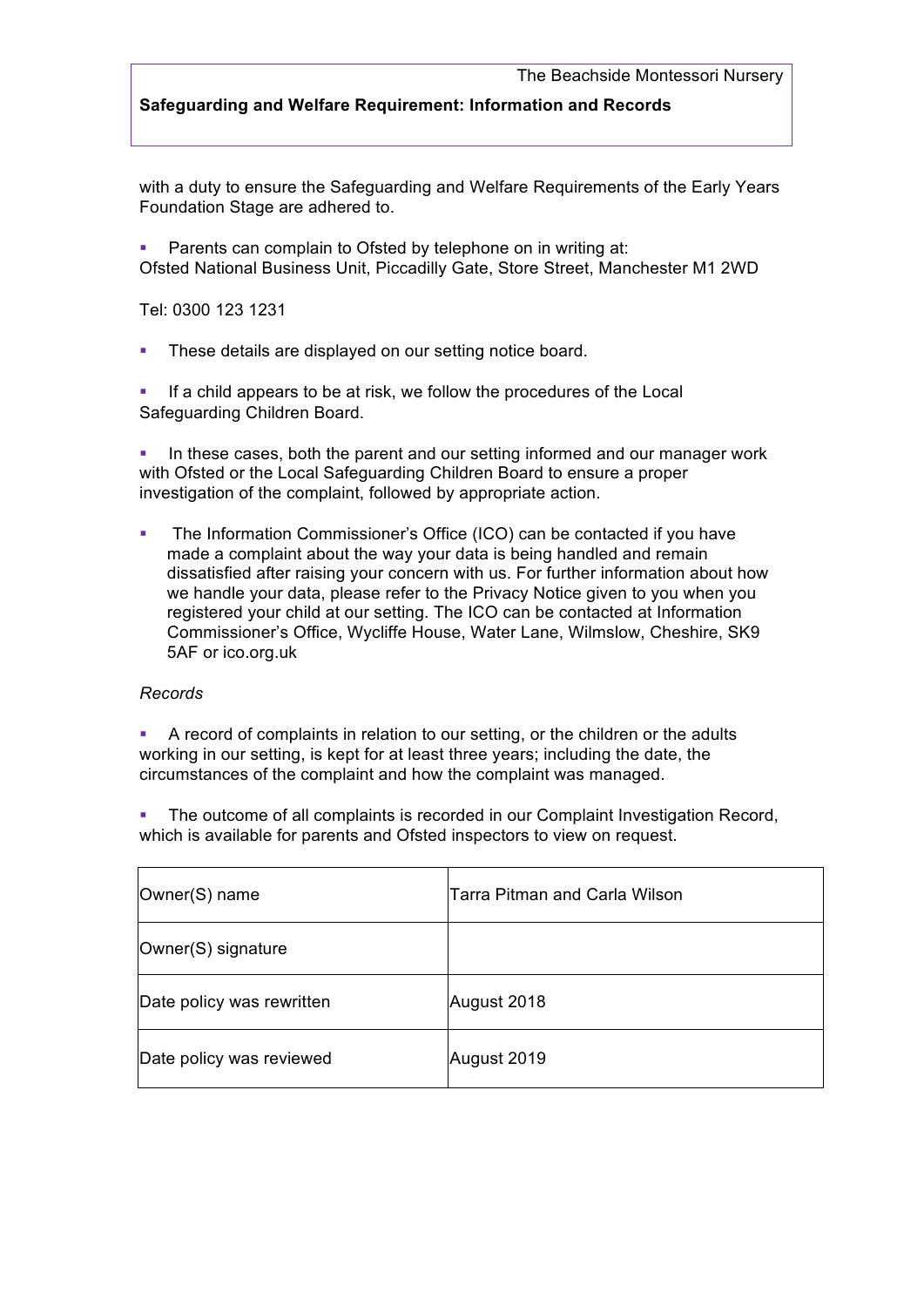with a duty to ensure the Safeguarding and Welfare Requirements of the Early Years Foundation Stage are adhered to.

- Parents can complain to Ofsted by telephone on in writing at:
Ofsted National Business Unit, Piccadilly Gate, Store Street, Manchester M1 2WD

Tel: 0300 123 1231

- These details are displayed on our setting notice board.

- If a child appears to be at risk, we follow the procedures of the Local Safeguarding Children Board.

- In these cases, both the parent and our setting informed and our manager work with Ofsted or the Local Safeguarding Children Board to ensure a proper investigation of the complaint, followed by appropriate action.

- The Information Commissioner's Office (ICO) can be contacted if you have made a complaint about the way your data is being handled and remain dissatisfied after raising your concern with us. For further information about how we handle your data, please refer to the Privacy Notice given to you when you registered your child at our setting. The ICO can be contacted at Information Commissioner's Office, Wycliffe House, Water Lane, Wilmslow, Cheshire, SK9 5AF or ico.org.uk

*Records*

- A record of complaints in relation to our setting, or the children or the adults working in our setting, is kept for at least three years; including the date, the circumstances of the complaint and how the complaint was managed.

- The outcome of all complaints is recorded in our Complaint Investigation Record, which is available for parents and Ofsted inspectors to view on request.

| | |
|---|---|
| Owner(S) name | Tarra Pitman and Carla Wilson |
| Owner(S) signature | |
| Date policy was rewritten | August 2018 |
| Date policy was reviewed | August 2019 |